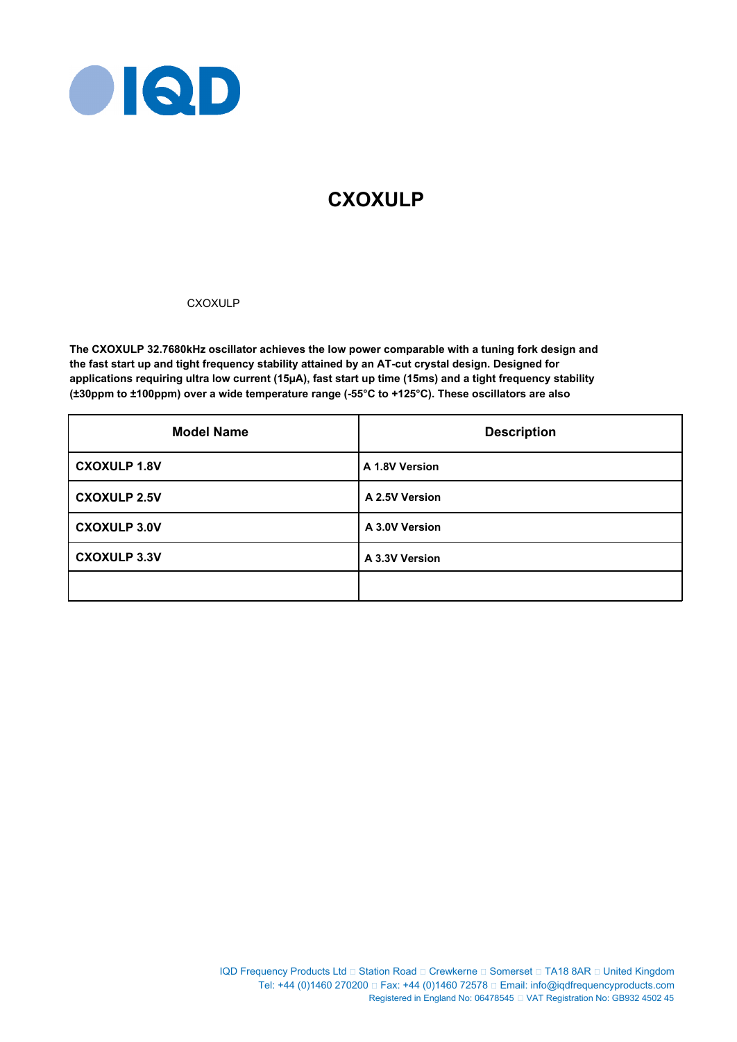# CXOXULP

CXOXULP

**The CXOXULP 32.7680kHz oscillator achieves the low power comparable with a tuning fork design and the fast start up and tight frequency stability attained by an AT-cut crystal design. Designed for applications requiring ultra low current (15µA), fast start up time (15ms) and a tight frequency stability (±30ppm to ±100ppm) over a wide temperature range (-55°C to +125°C). These oscillators are also**

| Model Name | Description |
|---|---|
| **CXOXULP 1.8V** | **A 1.8V Version** |
| **CXOXULP 2.5V** | **A 2.5V Version** |
| **CXOXULP 3.0V** | **A 3.0V Version** |
| **CXOXULP 3.3V** | **A 3.3V Version** |
| | |

IQD Frequency Products Ltd □ Station Road □ Crewkerne □ Somerset □ TA18 8AR □ United Kingdom
Tel: +44 (0)1460 270200 □ Fax: +44 (0)1460 72578 □ Email: info@iqdfrequencyproducts.com
Registered in England No: 06478545 □ VAT Registration No: GB932 4502 45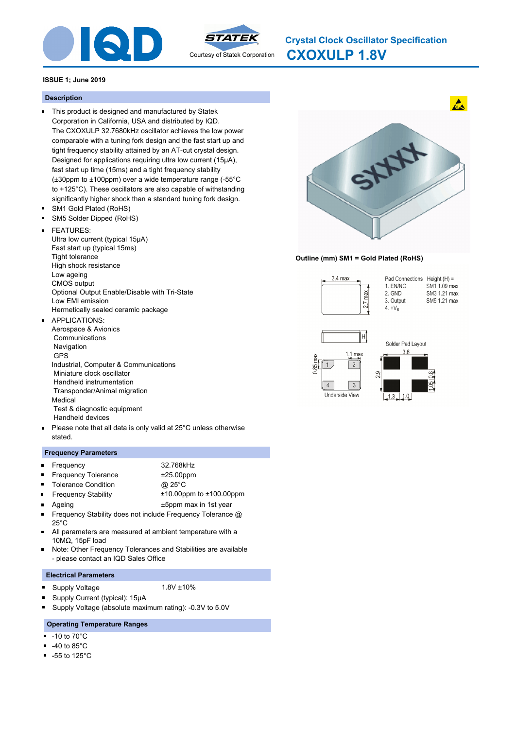# Crystal Clock Oscillator Specification

# CXOXULP 1.8V

**ISSUE 1; June 2019**

## Description

- This product is designed and manufactured by Statek Corporation in California, USA and distributed by IQD. The CXOXULP 32.7680kHz oscillator achieves the low power comparable with a tuning fork design and the fast start up and tight frequency stability attained by an AT-cut crystal design. Designed for applications requiring ultra low current (15µA), fast start up time (15ms) and a tight frequency stability (±30ppm to ±100ppm) over a wide temperature range (-55°C to +125°C). These oscillators are also capable of withstanding significantly higher shock than a standard tuning fork design.
- SM1 Gold Plated (RoHS)
- SM5 Solder Dipped (RoHS)
- FEATURES:
  Ultra low current (typical 15µA)
  Fast start up (typical 15ms)
  Tight tolerance
  High shock resistance
  Low ageing
  CMOS output
  Optional Output Enable/Disable with Tri-State
  Low EMI emission
  Hermetically sealed ceramic package
- APPLICATIONS:
  Aerospace & Avionics
  - Communications
  - Navigation
  - GPS

  Industrial, Computer & Communications
  - Miniature clock oscillator
  - Handheld instrumentation
  - Transponder/Animal migration

  Medical
  - Test & diagnostic equipment
  - Handheld devices
- Please note that all data is only valid at 25°C unless otherwise stated.

**Outline (mm) SM1 = Gold Plated (RoHS)**

3.4 max; 2.7 max

Pad Connections: 1. EN/NC; 2. GND; 3. Output; 4. $+V_S$

Height (H) = SM1 1.09 max; SM3 1.21 max; SM5 1.21 max

Underside View: 1.1 max; 0.85 max

Solder Pad Layout: 3.6; 2.9; 1.05; 0.8; 1.3; 1.0

## Frequency Parameters

- Frequency: 32.768kHz
- Frequency Tolerance: ±25.00ppm
- Tolerance Condition: @ 25°C
- Frequency Stability: ±10.00ppm to ±100.00ppm
- Ageing: ±5ppm max in 1st year
- Frequency Stability does not include Frequency Tolerance @ 25°C
- All parameters are measured at ambient temperature with a 10MΩ, 15pF load
- Note: Other Frequency Tolerances and Stabilities are available - please contact an IQD Sales Office

## Electrical Parameters

- Supply Voltage: 1.8V ±10%
- Supply Current (typical): 15µA
- Supply Voltage (absolute maximum rating): -0.3V to 5.0V

## Operating Temperature Ranges

- -10 to 70°C
- -40 to 85°C
- -55 to 125°C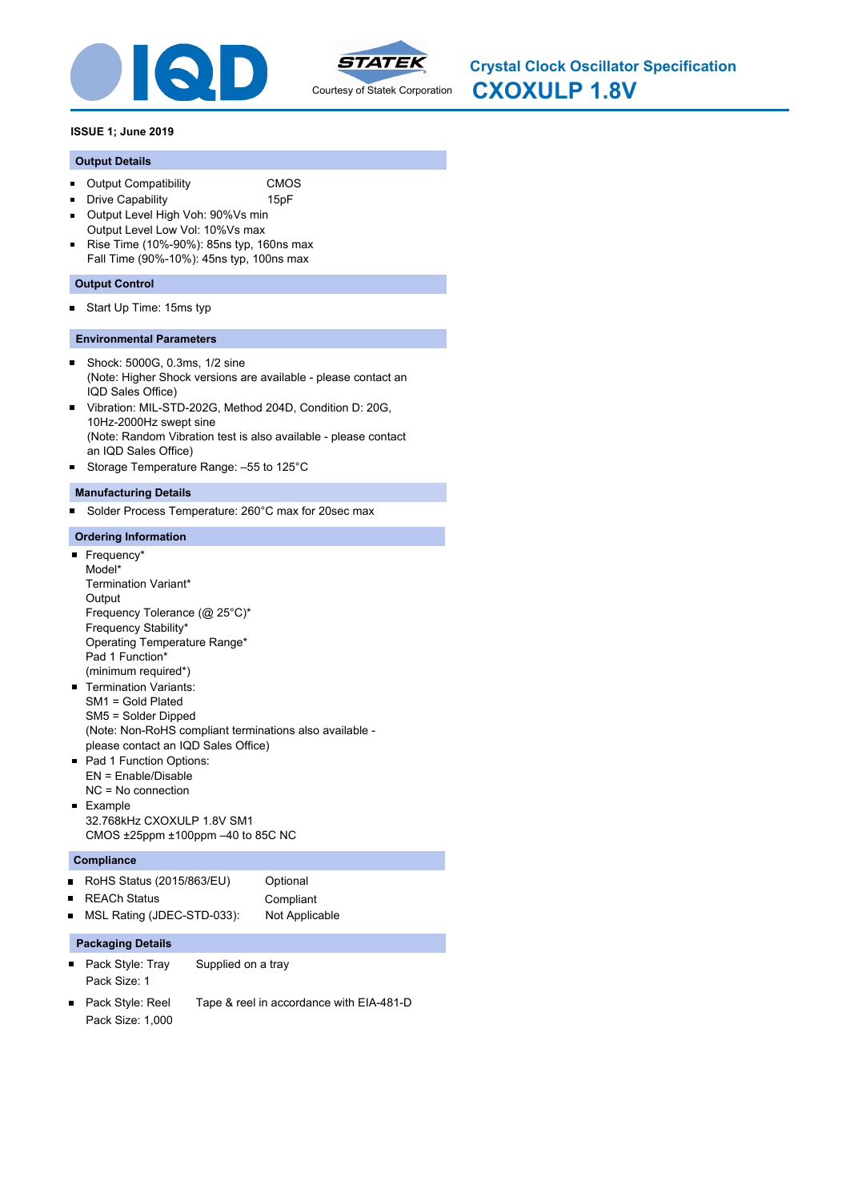**Crystal Clock Oscillator Specification**

# CXOXULP 1.8V

**ISSUE 1; June 2019**

## Output Details

- Output Compatibility CMOS
- Drive Capability 15pF
- Output Level High Voh: 90%Vs min
  Output Level Low Vol: 10%Vs max
- Rise Time (10%-90%): 85ns typ, 160ns max
  Fall Time (90%-10%): 45ns typ, 100ns max

## Output Control

- Start Up Time: 15ms typ

## Environmental Parameters

- Shock: 5000G, 0.3ms, 1/2 sine
  (Note: Higher Shock versions are available - please contact an IQD Sales Office)
- Vibration: MIL-STD-202G, Method 204D, Condition D: 20G, 10Hz-2000Hz swept sine
  (Note: Random Vibration test is also available - please contact an IQD Sales Office)
- Storage Temperature Range: –55 to 125°C

## Manufacturing Details

- Solder Process Temperature: 260°C max for 20sec max

## Ordering Information

- Frequency*
  Model*
  Termination Variant*
  Output
  Frequency Tolerance (@ 25°C)*
  Frequency Stability*
  Operating Temperature Range*
  Pad 1 Function*
  (minimum required*)
- Termination Variants:
  SM1 = Gold Plated
  SM5 = Solder Dipped
  (Note: Non-RoHS compliant terminations also available - please contact an IQD Sales Office)
- Pad 1 Function Options:
  EN = Enable/Disable
  NC = No connection
- Example
  32.768kHz CXOXULP 1.8V SM1
  CMOS ±25ppm ±100ppm –40 to 85C NC

## Compliance

- RoHS Status (2015/863/EU) Optional
- REACh Status Compliant
- MSL Rating (JDEC-STD-033): Not Applicable

## Packaging Details

- Pack Style: Tray Supplied on a tray
  Pack Size: 1
- Pack Style: Reel Tape & reel in accordance with EIA-481-D
  Pack Size: 1,000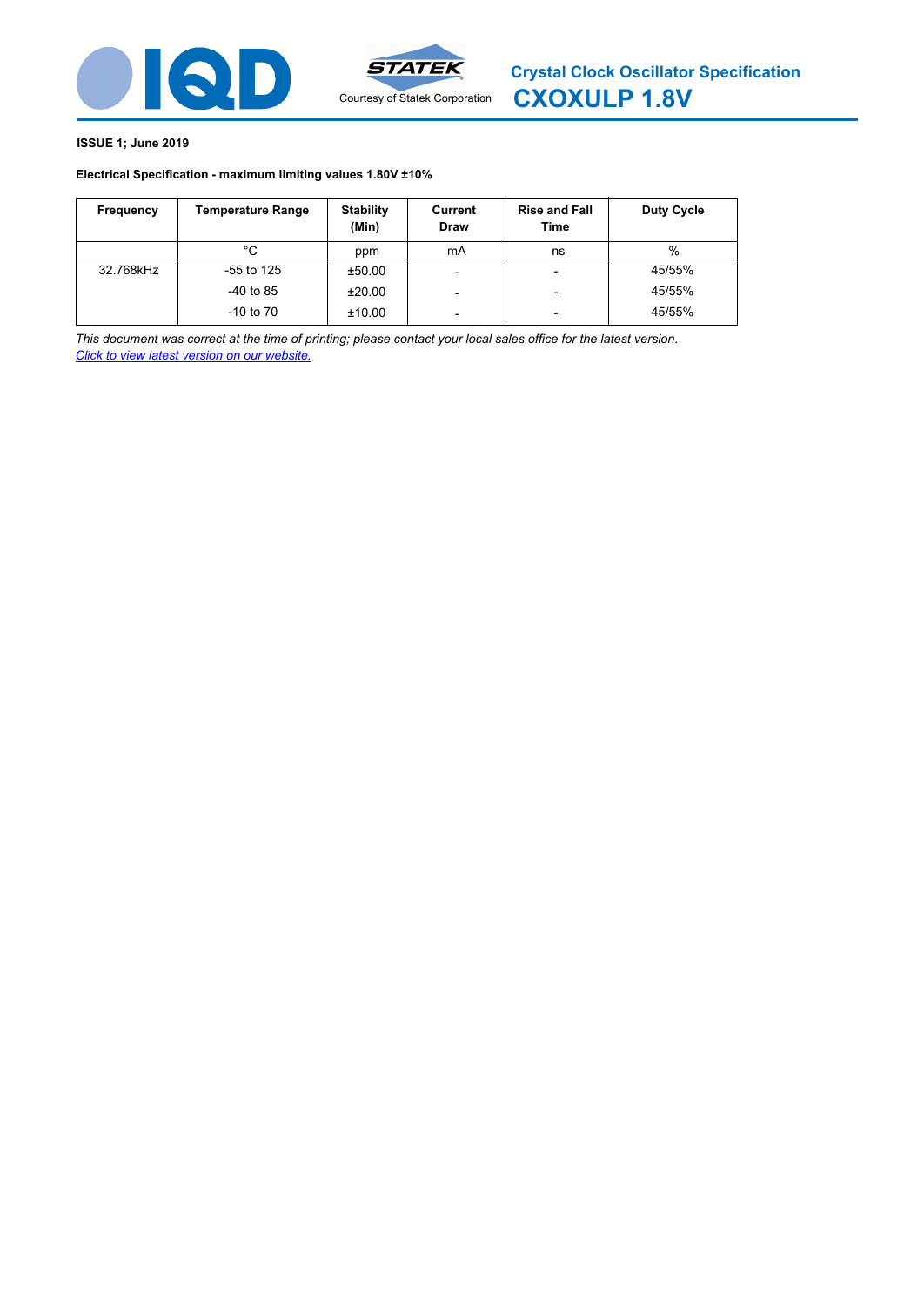# Crystal Clock Oscillator Specification

## CXOXULP 1.8V

Courtesy of Statek Corporation

**ISSUE 1; June 2019**

**Electrical Specification - maximum limiting values 1.80V ±10%**

| Frequency | Temperature Range | Stability (Min) | Current Draw | Rise and Fall Time | Duty Cycle |
|---|---|---|---|---|---|
| | °C | ppm | mA | ns | % |
| 32.768kHz | -55 to 125 | ±50.00 | - | - | 45/55% |
| | -40 to 85 | ±20.00 | - | - | 45/55% |
| | -10 to 70 | ±10.00 | - | - | 45/55% |

*This document was correct at the time of printing; please contact your local sales office for the latest version.*
*Click to view latest version on our website.*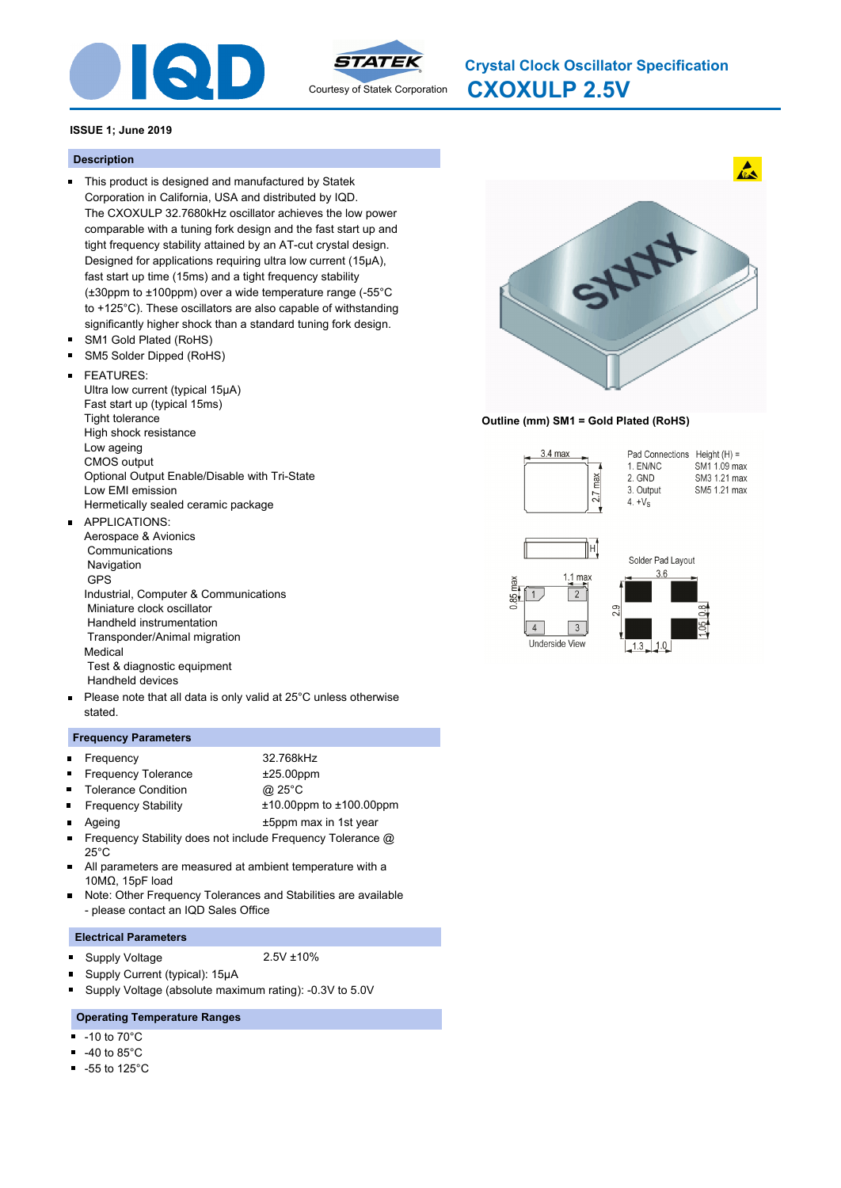# Crystal Clock Oscillator Specification
# CXOXULP 2.5V

Courtesy of Statek Corporation

**ISSUE 1; June 2019**

## Description

- This product is designed and manufactured by Statek Corporation in California, USA and distributed by IQD. The CXOXULP 32.7680kHz oscillator achieves the low power comparable with a tuning fork design and the fast start up and tight frequency stability attained by an AT-cut crystal design. Designed for applications requiring ultra low current (15μA), fast start up time (15ms) and a tight frequency stability (±30ppm to ±100ppm) over a wide temperature range (-55°C to +125°C). These oscillators are also capable of withstanding significantly higher shock than a standard tuning fork design.
- SM1 Gold Plated (RoHS)
- SM5 Solder Dipped (RoHS)
- FEATURES:
  Ultra low current (typical 15μA)
  Fast start up (typical 15ms)
  Tight tolerance
  High shock resistance
  Low ageing
  CMOS output
  Optional Output Enable/Disable with Tri-State
  Low EMI emission
  Hermetically sealed ceramic package
- APPLICATIONS:
  Aerospace & Avionics
  Communications
  Navigation
  GPS
  Industrial, Computer & Communications
  Miniature clock oscillator
  Handheld instrumentation
  Transponder/Animal migration
  Medical
  Test & diagnostic equipment
  Handheld devices
- Please note that all data is only valid at 25°C unless otherwise stated.

**Outline (mm) SM1 = Gold Plated (RoHS)**

3.4 max; 2.7 max; H

| Pad Connections | Height (H) = |
|---|---|
| 1. EN/NC | SM1 1.09 max |
| 2. GND | SM3 1.21 max |
| 3. Output | SM5 1.21 max |
| 4. $+V_S$ | |

Underside View: 1.1 max; 0.85 max

Solder Pad Layout: 3.6; 2.9; 1.3; 1.0; 1.05; 0.8

## Frequency Parameters

- Frequency: 32.768kHz
- Frequency Tolerance: ±25.00ppm
- Tolerance Condition: @ 25°C
- Frequency Stability: ±10.00ppm to ±100.00ppm
- Ageing: ±5ppm max in 1st year
- Frequency Stability does not include Frequency Tolerance @ 25°C
- All parameters are measured at ambient temperature with a 10MΩ, 15pF load
- Note: Other Frequency Tolerances and Stabilities are available - please contact an IQD Sales Office

## Electrical Parameters

- Supply Voltage: 2.5V ±10%
- Supply Current (typical): 15μA
- Supply Voltage (absolute maximum rating): -0.3V to 5.0V

## Operating Temperature Ranges

- -10 to 70°C
- -40 to 85°C
- -55 to 125°C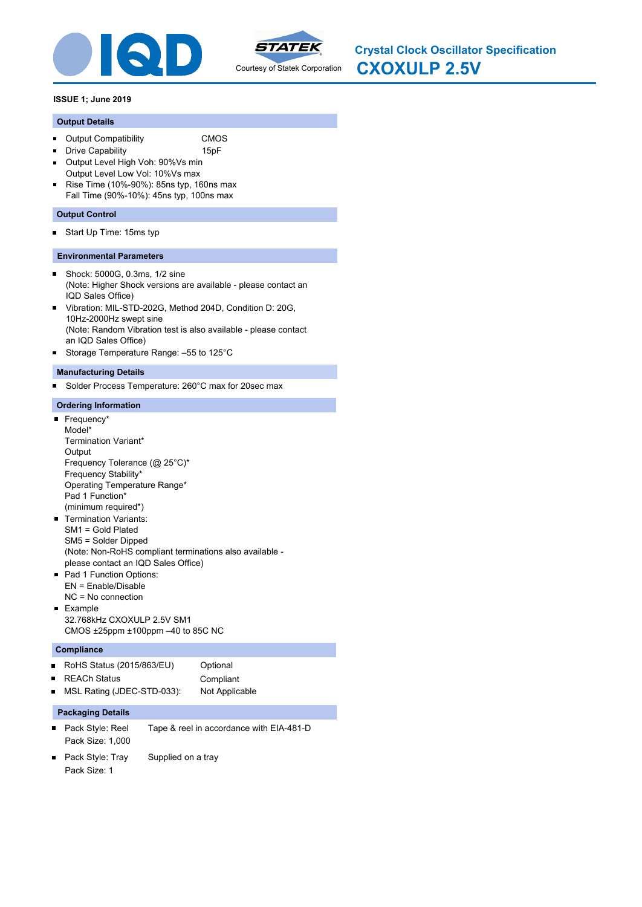# Crystal Clock Oscillator Specification

## CXOXULP 2.5V

Courtesy of Statek Corporation

**ISSUE 1; June 2019**

### Output Details

- Output Compatibility CMOS
- Drive Capability 15pF
- Output Level High Voh: 90%Vs min
  Output Level Low Vol: 10%Vs max
- Rise Time (10%-90%): 85ns typ, 160ns max
  Fall Time (90%-10%): 45ns typ, 100ns max

### Output Control

- Start Up Time: 15ms typ

### Environmental Parameters

- Shock: 5000G, 0.3ms, 1/2 sine
  (Note: Higher Shock versions are available - please contact an IQD Sales Office)
- Vibration: MIL-STD-202G, Method 204D, Condition D: 20G, 10Hz-2000Hz swept sine
  (Note: Random Vibration test is also available - please contact an IQD Sales Office)
- Storage Temperature Range: –55 to 125°C

### Manufacturing Details

- Solder Process Temperature: 260°C max for 20sec max

### Ordering Information

- Frequency*
  Model*
  Termination Variant*
  Output
  Frequency Tolerance (@ 25°C)*
  Frequency Stability*
  Operating Temperature Range*
  Pad 1 Function*
  (minimum required*)
- Termination Variants:
  SM1 = Gold Plated
  SM5 = Solder Dipped
  (Note: Non-RoHS compliant terminations also available - please contact an IQD Sales Office)
- Pad 1 Function Options:
  EN = Enable/Disable
  NC = No connection
- Example
  32.768kHz CXOXULP 2.5V SM1
  CMOS ±25ppm ±100ppm –40 to 85C NC

### Compliance

- RoHS Status (2015/863/EU) Optional
- REACh Status Compliant
- MSL Rating (JDEC-STD-033): Not Applicable

### Packaging Details

- Pack Style: Reel Tape & reel in accordance with EIA-481-D
  Pack Size: 1,000
- Pack Style: Tray Supplied on a tray
  Pack Size: 1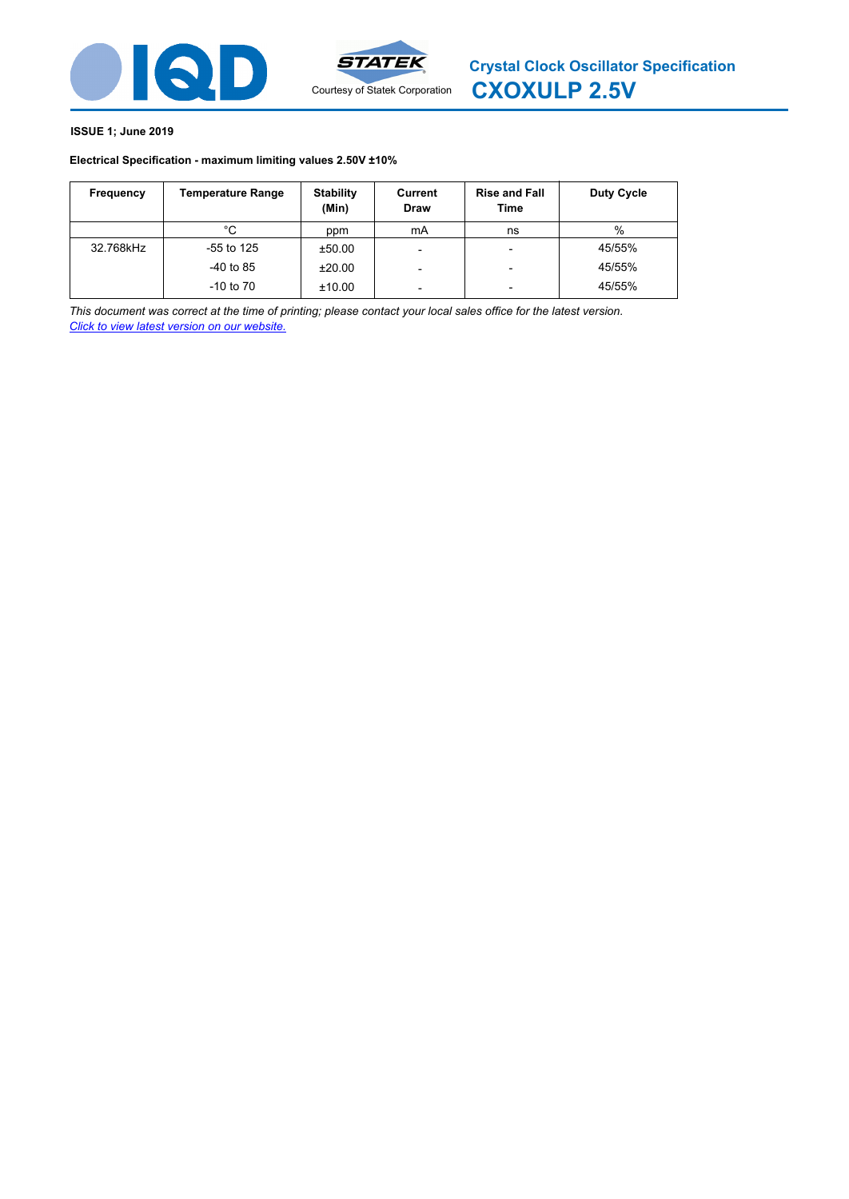# Crystal Clock Oscillator Specification

## CXOXULP 2.5V

**ISSUE 1; June 2019**

**Electrical Specification - maximum limiting values 2.50V ±10%**

| Frequency | Temperature Range | Stability (Min) | Current Draw | Rise and Fall Time | Duty Cycle |
|---|---|---|---|---|---|
| | °C | ppm | mA | ns | % |
| 32.768kHz | -55 to 125 | ±50.00 | - | - | 45/55% |
| | -40 to 85 | ±20.00 | - | - | 45/55% |
| | -10 to 70 | ±10.00 | - | - | 45/55% |

*This document was correct at the time of printing; please contact your local sales office for the latest version.*
*Click to view latest version on our website.*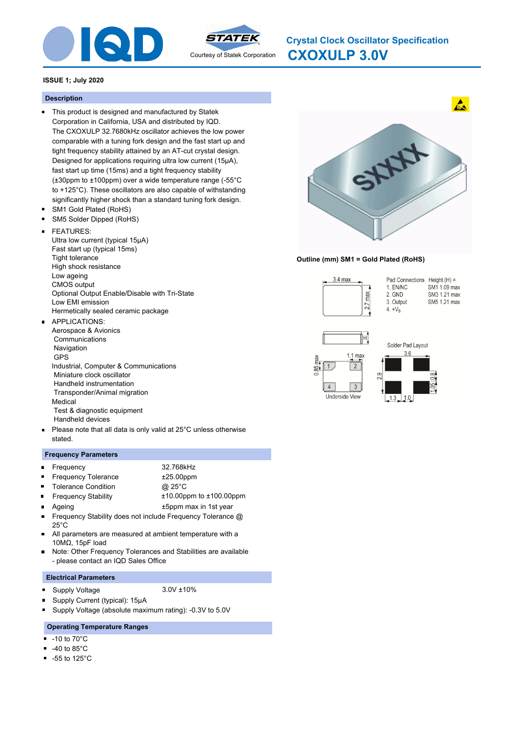# Crystal Clock Oscillator Specification
# CXOXULP 3.0V

**ISSUE 1; July 2020**

## Description

- This product is designed and manufactured by Statek Corporation in California, USA and distributed by IQD. The CXOXULP 32.7680kHz oscillator achieves the low power comparable with a tuning fork design and the fast start up and tight frequency stability attained by an AT-cut crystal design. Designed for applications requiring ultra low current (15µA), fast start up time (15ms) and a tight frequency stability (±30ppm to ±100ppm) over a wide temperature range (-55°C to +125°C). These oscillators are also capable of withstanding significantly higher shock than a standard tuning fork design.
- SM1 Gold Plated (RoHS)
- SM5 Solder Dipped (RoHS)
- FEATURES:
  Ultra low current (typical 15µA)
  Fast start up (typical 15ms)
  Tight tolerance
  High shock resistance
  Low ageing
  CMOS output
  Optional Output Enable/Disable with Tri-State
  Low EMI emission
  Hermetically sealed ceramic package
- APPLICATIONS:
  Aerospace & Avionics
  Communications
  Navigation
  GPS
  Industrial, Computer & Communications
  Miniature clock oscillator
  Handheld instrumentation
  Transponder/Animal migration
  Medical
  Test & diagnostic equipment
  Handheld devices
- Please note that all data is only valid at 25°C unless otherwise stated.

**Outline (mm) SM1 = Gold Plated (RoHS)**

3.4 max, 2.7 max

Pad Connections: 1. EN/NC, 2. GND, 3. Output, 4. $+V_S$

Height (H) = SM1 1.09 max, SM3 1.21 max, SM5 1.21 max

Underside View: 0.85 max, 1.1 max

Solder Pad Layout: 3.6, 2.9, 1.05, 0.8, 1.3, 1.0

## Frequency Parameters

- Frequency: 32.768kHz
- Frequency Tolerance: ±25.00ppm
- Tolerance Condition: @ 25°C
- Frequency Stability: ±10.00ppm to ±100.00ppm
- Ageing: ±5ppm max in 1st year
- Frequency Stability does not include Frequency Tolerance @ 25°C
- All parameters are measured at ambient temperature with a 10MΩ, 15pF load
- Note: Other Frequency Tolerances and Stabilities are available - please contact an IQD Sales Office

## Electrical Parameters

- Supply Voltage: 3.0V ±10%
- Supply Current (typical): 15µA
- Supply Voltage (absolute maximum rating): -0.3V to 5.0V

## Operating Temperature Ranges

- -10 to 70°C
- -40 to 85°C
- -55 to 125°C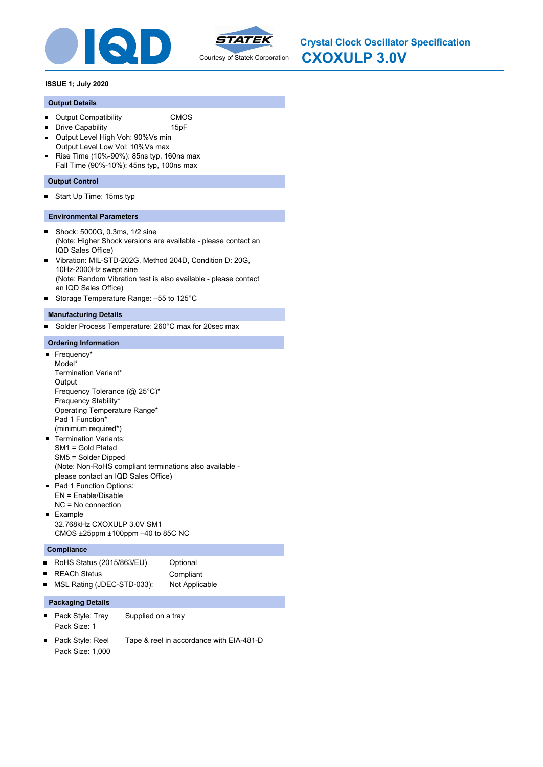# Crystal Clock Oscillator Specification

# CXOXULP 3.0V

Courtesy of Statek Corporation

**ISSUE 1; July 2020**

## Output Details

- Output Compatibility CMOS
- Drive Capability 15pF
- Output Level High Voh: 90%Vs min
  Output Level Low Vol: 10%Vs max
- Rise Time (10%-90%): 85ns typ, 160ns max
  Fall Time (90%-10%): 45ns typ, 100ns max

## Output Control

- Start Up Time: 15ms typ

## Environmental Parameters

- Shock: 5000G, 0.3ms, 1/2 sine
  (Note: Higher Shock versions are available - please contact an IQD Sales Office)
- Vibration: MIL-STD-202G, Method 204D, Condition D: 20G, 10Hz-2000Hz swept sine
  (Note: Random Vibration test is also available - please contact an IQD Sales Office)
- Storage Temperature Range: –55 to 125°C

## Manufacturing Details

- Solder Process Temperature: 260°C max for 20sec max

## Ordering Information

- Frequency*
  Model*
  Termination Variant*
  Output
  Frequency Tolerance (@ 25°C)*
  Frequency Stability*
  Operating Temperature Range*
  Pad 1 Function*
  (minimum required*)
- Termination Variants:
  SM1 = Gold Plated
  SM5 = Solder Dipped
  (Note: Non-RoHS compliant terminations also available - please contact an IQD Sales Office)
- Pad 1 Function Options:
  EN = Enable/Disable
  NC = No connection
- Example
  32.768kHz CXOXULP 3.0V SM1
  CMOS ±25ppm ±100ppm –40 to 85C NC

## Compliance

- RoHS Status (2015/863/EU) Optional
- REACh Status Compliant
- MSL Rating (JDEC-STD-033): Not Applicable

## Packaging Details

- Pack Style: Tray Supplied on a tray
  Pack Size: 1
- Pack Style: Reel Tape & reel in accordance with EIA-481-D
  Pack Size: 1,000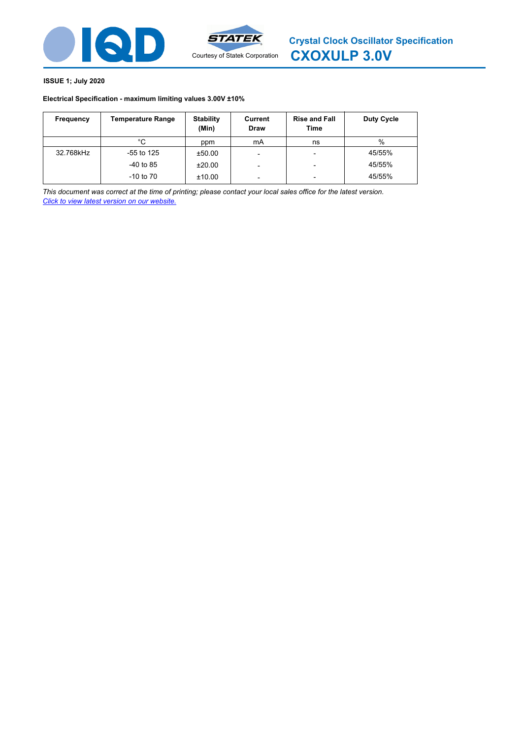# Crystal Clock Oscillator Specification

## CXOXULP 3.0V

Courtesy of Statek Corporation

**ISSUE 1; July 2020**

**Electrical Specification - maximum limiting values 3.00V ±10%**

| Frequency | Temperature Range | Stability (Min) | Current Draw | Rise and Fall Time | Duty Cycle |
|---|---|---|---|---|---|
| | °C | ppm | mA | ns | % |
| 32.768kHz | -55 to 125 | ±50.00 | - | - | 45/55% |
| | -40 to 85 | ±20.00 | - | - | 45/55% |
| | -10 to 70 | ±10.00 | - | - | 45/55% |

*This document was correct at the time of printing; please contact your local sales office for the latest version.*
*Click to view latest version on our website.*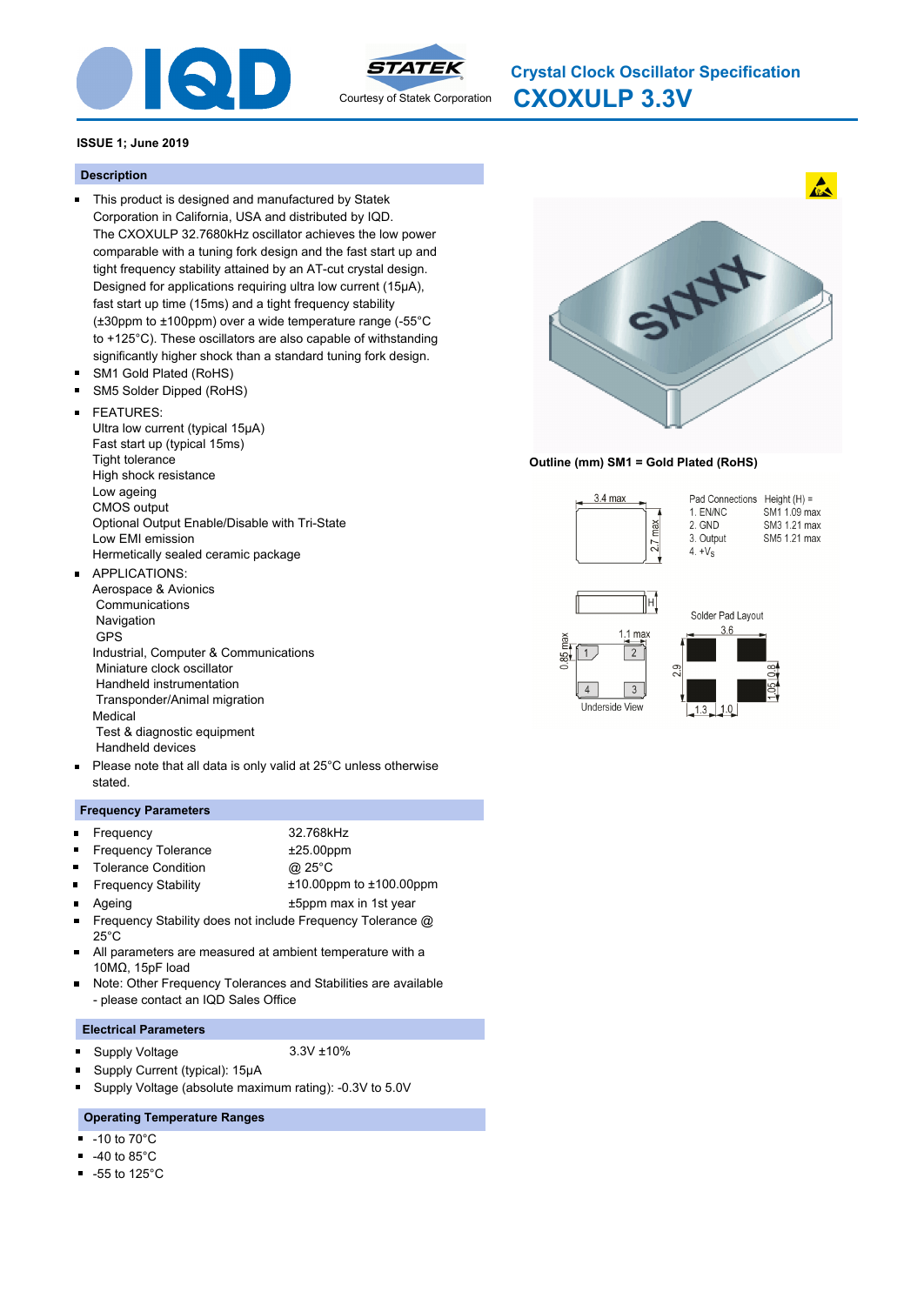# Crystal Clock Oscillator Specification

# CXOXULP 3.3V

**ISSUE 1; June 2019**

## Description

- This product is designed and manufactured by Statek Corporation in California, USA and distributed by IQD. The CXOXULP 32.7680kHz oscillator achieves the low power comparable with a tuning fork design and the fast start up and tight frequency stability attained by an AT-cut crystal design. Designed for applications requiring ultra low current (15µA), fast start up time (15ms) and a tight frequency stability (±30ppm to ±100ppm) over a wide temperature range (-55°C to +125°C). These oscillators are also capable of withstanding significantly higher shock than a standard tuning fork design.
- SM1 Gold Plated (RoHS)
- SM5 Solder Dipped (RoHS)
- FEATURES:
  Ultra low current (typical 15µA)
  Fast start up (typical 15ms)
  Tight tolerance
  High shock resistance
  Low ageing
  CMOS output
  Optional Output Enable/Disable with Tri-State
  Low EMI emission
  Hermetically sealed ceramic package
- APPLICATIONS:
  Aerospace & Avionics
  Communications
  Navigation
  GPS
  Industrial, Computer & Communications
  Miniature clock oscillator
  Handheld instrumentation
  Transponder/Animal migration
  Medical
  Test & diagnostic equipment
  Handheld devices
- Please note that all data is only valid at 25°C unless otherwise stated.

## Frequency Parameters

- Frequency 32.768kHz
- Frequency Tolerance ±25.00ppm
- Tolerance Condition @ 25°C
- Frequency Stability ±10.00ppm to ±100.00ppm
- Ageing ±5ppm max in 1st year
- Frequency Stability does not include Frequency Tolerance @ 25°C
- All parameters are measured at ambient temperature with a 10MΩ, 15pF load
- Note: Other Frequency Tolerances and Stabilities are available - please contact an IQD Sales Office

## Electrical Parameters

- Supply Voltage 3.3V ±10%
- Supply Current (typical): 15µA
- Supply Voltage (absolute maximum rating): -0.3V to 5.0V

## Operating Temperature Ranges

- -10 to 70°C
- -40 to 85°C
- -55 to 125°C

**Outline (mm) SM1 = Gold Plated (RoHS)**

3.4 max; 2.7 max; H; 0.85 max; 1.1 max; Underside View

Pad Connections: 1. EN/NC, 2. GND, 3. Output, 4. $+V_S$

Height (H) = SM1 1.09 max, SM3 1.21 max, SM5 1.21 max

Solder Pad Layout: 3.6; 2.9; 1.05; 0.8; 1.3; 1.0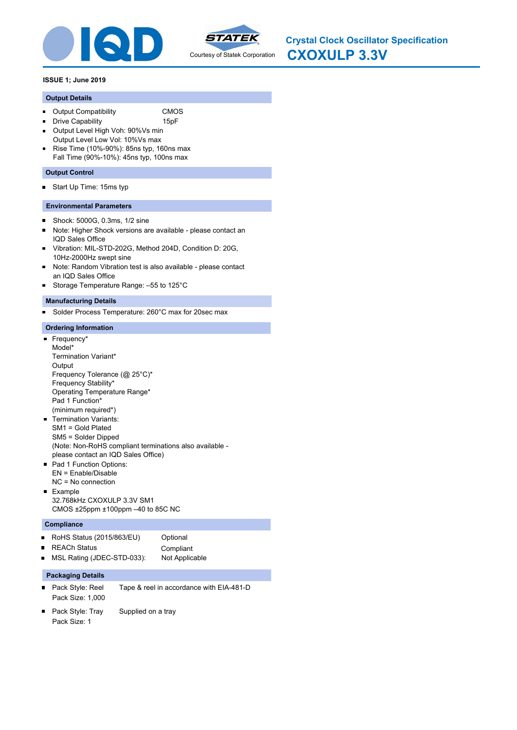# Crystal Clock Oscillator Specification

## CXOXULP 3.3V

Courtesy of Statek Corporation

**ISSUE 1; June 2019**

### Output Details

- Output Compatibility CMOS
- Drive Capability 15pF
- Output Level High Voh: 90%Vs min
  Output Level Low Vol: 10%Vs max
- Rise Time (10%-90%): 85ns typ, 160ns max
  Fall Time (90%-10%): 45ns typ, 100ns max

### Output Control

- Start Up Time: 15ms typ

### Environmental Parameters

- Shock: 5000G, 0.3ms, 1/2 sine
- Note: Higher Shock versions are available - please contact an IQD Sales Office
- Vibration: MIL-STD-202G, Method 204D, Condition D: 20G, 10Hz-2000Hz swept sine
- Note: Random Vibration test is also available - please contact an IQD Sales Office
- Storage Temperature Range: –55 to 125°C

### Manufacturing Details

- Solder Process Temperature: 260°C max for 20sec max

### Ordering Information

- Frequency*
  Model*
  Termination Variant*
  Output
  Frequency Tolerance (@ 25°C)*
  Frequency Stability*
  Operating Temperature Range*
  Pad 1 Function*
  (minimum required*)
- Termination Variants:
  SM1 = Gold Plated
  SM5 = Solder Dipped
  (Note: Non-RoHS compliant terminations also available - please contact an IQD Sales Office)
- Pad 1 Function Options:
  EN = Enable/Disable
  NC = No connection
- Example
  32.768kHz CXOXULP 3.3V SM1
  CMOS ±25ppm ±100ppm –40 to 85C NC

### Compliance

- RoHS Status (2015/863/EU) Optional
- REACh Status Compliant
- MSL Rating (JDEC-STD-033): Not Applicable

### Packaging Details

- Pack Style: Reel Tape & reel in accordance with EIA-481-D
  Pack Size: 1,000
- Pack Style: Tray Supplied on a tray
  Pack Size: 1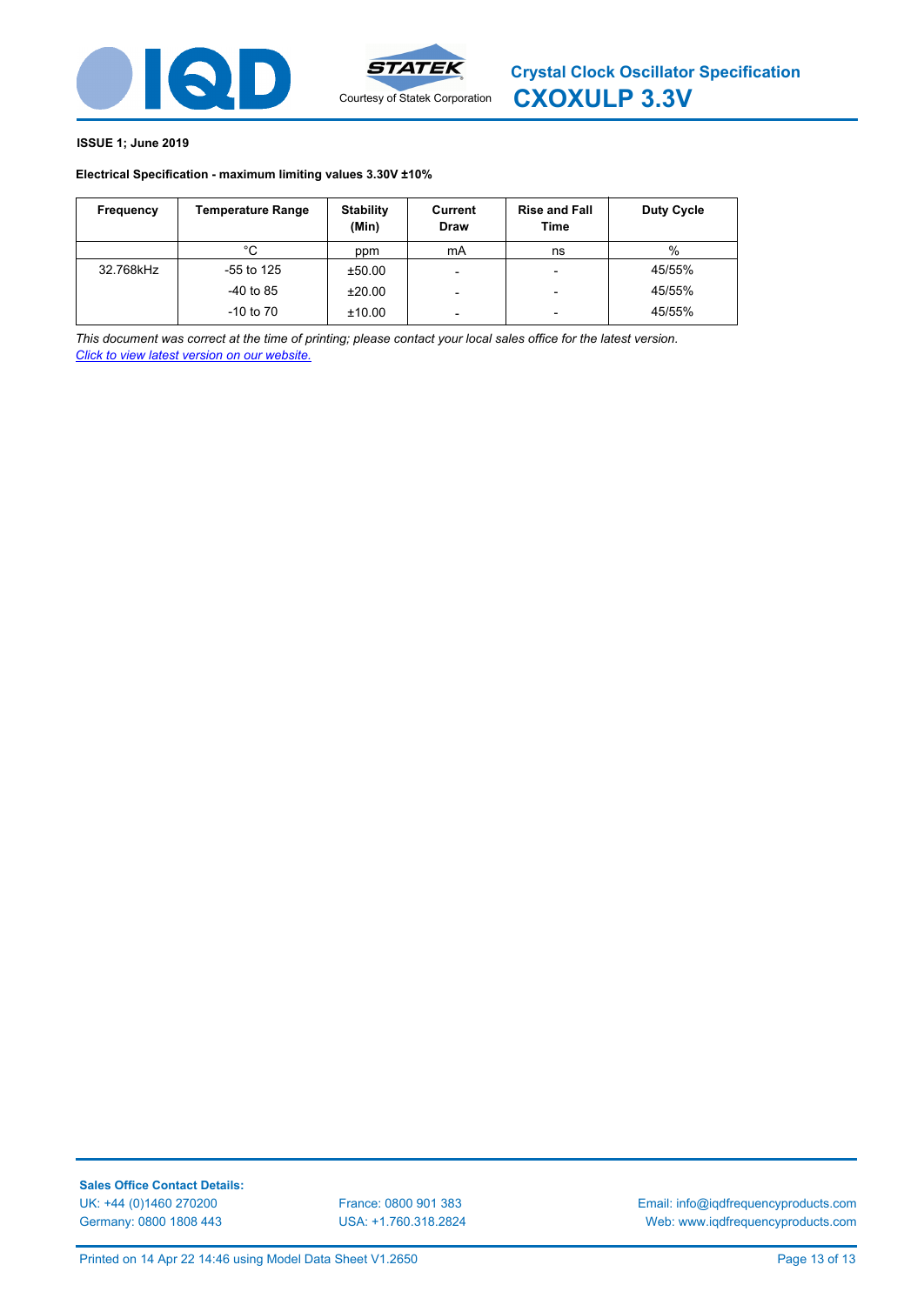**ISSUE 1; June 2019**

**Electrical Specification - maximum limiting values 3.30V ±10%**

| Frequency | Temperature Range | Stability (Min) | Current Draw | Rise and Fall Time | Duty Cycle |
|---|---|---|---|---|---|
| | °C | ppm | mA | ns | % |
| 32.768kHz | -55 to 125 | ±50.00 | - | - | 45/55% |
| | -40 to 85 | ±20.00 | - | - | 45/55% |
| | -10 to 70 | ±10.00 | - | - | 45/55% |

*This document was correct at the time of printing; please contact your local sales office for the latest version.*
*Click to view latest version on our website.*

**Sales Office Contact Details:**
UK: +44 (0)1460 270200
Germany: 0800 1808 443
France: 0800 901 383
USA: +1.760.318.2824
Email: info@iqdfrequencyproducts.com
Web: www.iqdfrequencyproducts.com

Printed on 14 Apr 22 14:46 using Model Data Sheet V1.2650